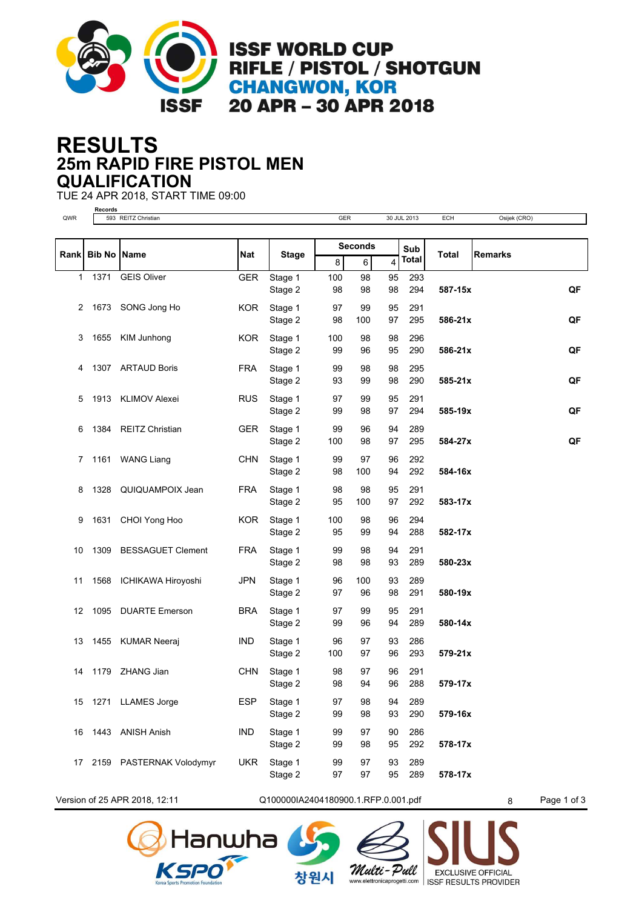# ISSF WORLD CUP
## RIFLE / PISTOL / SHOTGUN
## CHANGWON, KOR
## 20 APR – 30 APR 2018

# RESULTS
## 25m RAPID FIRE PISTOL MEN
## QUALIFICATION

TUE 24 APR 2018, START TIME 09:00

| | Records | | | | |
|---|---|---|---|---|---|
| QWR | 593 REITZ Christian | GER | 30 JUL 2013 | ECH | Osijek (CRO) |

| Rank | Bib No | Name | Nat | Stage | Seconds 8 | 6 | 4 | Sub Total | Total | Remarks |
|---|---|---|---|---|---|---|---|---|---|---|
| 1 | 1371 | GEIS Oliver | GER | Stage 1 | 100 | 98 | 95 | 293 | | |
| | | | | Stage 2 | 98 | 98 | 98 | 294 | **587-15x** | **QF** |
| 2 | 1673 | SONG Jong Ho | KOR | Stage 1 | 97 | 99 | 95 | 291 | | |
| | | | | Stage 2 | 98 | 100 | 97 | 295 | **586-21x** | **QF** |
| 3 | 1655 | KIM Junhong | KOR | Stage 1 | 100 | 98 | 98 | 296 | | |
| | | | | Stage 2 | 99 | 96 | 95 | 290 | **586-21x** | **QF** |
| 4 | 1307 | ARTAUD Boris | FRA | Stage 1 | 99 | 98 | 98 | 295 | | |
| | | | | Stage 2 | 93 | 99 | 98 | 290 | **585-21x** | **QF** |
| 5 | 1913 | KLIMOV Alexei | RUS | Stage 1 | 97 | 99 | 95 | 291 | | |
| | | | | Stage 2 | 99 | 98 | 97 | 294 | **585-19x** | **QF** |
| 6 | 1384 | REITZ Christian | GER | Stage 1 | 99 | 96 | 94 | 289 | | |
| | | | | Stage 2 | 100 | 98 | 97 | 295 | **584-27x** | **QF** |
| 7 | 1161 | WANG Liang | CHN | Stage 1 | 99 | 97 | 96 | 292 | | |
| | | | | Stage 2 | 98 | 100 | 94 | 292 | **584-16x** | |
| 8 | 1328 | QUIQUAMPOIX Jean | FRA | Stage 1 | 98 | 98 | 95 | 291 | | |
| | | | | Stage 2 | 95 | 100 | 97 | 292 | **583-17x** | |
| 9 | 1631 | CHOI Yong Hoo | KOR | Stage 1 | 100 | 98 | 96 | 294 | | |
| | | | | Stage 2 | 95 | 99 | 94 | 288 | **582-17x** | |
| 10 | 1309 | BESSAGUET Clement | FRA | Stage 1 | 99 | 98 | 94 | 291 | | |
| | | | | Stage 2 | 98 | 98 | 93 | 289 | **580-23x** | |
| 11 | 1568 | ICHIKAWA Hiroyoshi | JPN | Stage 1 | 96 | 100 | 93 | 289 | | |
| | | | | Stage 2 | 97 | 96 | 98 | 291 | **580-19x** | |
| 12 | 1095 | DUARTE Emerson | BRA | Stage 1 | 97 | 99 | 95 | 291 | | |
| | | | | Stage 2 | 99 | 96 | 94 | 289 | **580-14x** | |
| 13 | 1455 | KUMAR Neeraj | IND | Stage 1 | 96 | 97 | 93 | 286 | | |
| | | | | Stage 2 | 100 | 97 | 96 | 293 | **579-21x** | |
| 14 | 1179 | ZHANG Jian | CHN | Stage 1 | 98 | 97 | 96 | 291 | | |
| | | | | Stage 2 | 98 | 94 | 96 | 288 | **579-17x** | |
| 15 | 1271 | LLAMES Jorge | ESP | Stage 1 | 97 | 98 | 94 | 289 | | |
| | | | | Stage 2 | 99 | 98 | 93 | 290 | **579-16x** | |
| 16 | 1443 | ANISH Anish | IND | Stage 1 | 99 | 97 | 90 | 286 | | |
| | | | | Stage 2 | 99 | 98 | 95 | 292 | **578-17x** | |
| 17 | 2159 | PASTERNAK Volodymyr | UKR | Stage 1 | 99 | 97 | 93 | 289 | | |
| | | | | Stage 2 | 97 | 97 | 95 | 289 | **578-17x** | |

Version of 25 APR 2018, 12:11 Q100000IA2404180900.1.RFP.0.001.pdf 8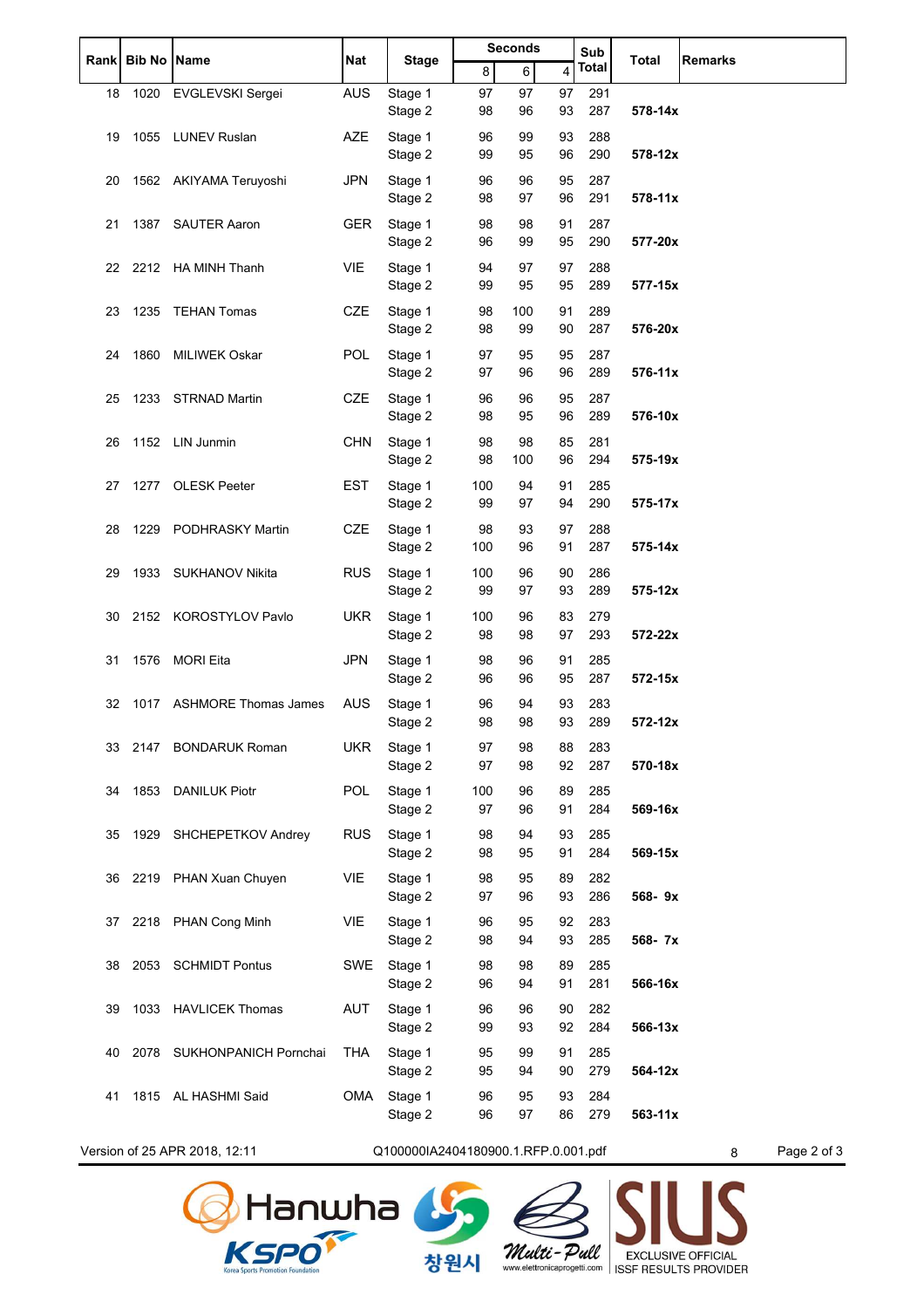| Rank | Bib No | Name | Nat | Stage | Seconds | | | Sub Total | Total | Remarks |
|---|---|---|---|---|---|---|---|---|---|---|
| | | | | | 8 | 6 | 4 | | | |
| 18 | 1020 | EVGLEVSKI Sergei | AUS | Stage 1 | 97 | 97 | 97 | 291 | | |
| | | | | Stage 2 | 98 | 96 | 93 | 287 | 578-14x | |
| 19 | 1055 | LUNEV Ruslan | AZE | Stage 1 | 96 | 99 | 93 | 288 | | |
| | | | | Stage 2 | 99 | 95 | 96 | 290 | 578-12x | |
| 20 | 1562 | AKIYAMA Teruyoshi | JPN | Stage 1 | 96 | 96 | 95 | 287 | | |
| | | | | Stage 2 | 98 | 97 | 96 | 291 | 578-11x | |
| 21 | 1387 | SAUTER Aaron | GER | Stage 1 | 98 | 98 | 91 | 287 | | |
| | | | | Stage 2 | 96 | 99 | 95 | 290 | 577-20x | |
| 22 | 2212 | HA MINH Thanh | VIE | Stage 1 | 94 | 97 | 97 | 288 | | |
| | | | | Stage 2 | 99 | 95 | 95 | 289 | 577-15x | |
| 23 | 1235 | TEHAN Tomas | CZE | Stage 1 | 98 | 100 | 91 | 289 | | |
| | | | | Stage 2 | 98 | 99 | 90 | 287 | 576-20x | |
| 24 | 1860 | MILIWEK Oskar | POL | Stage 1 | 97 | 95 | 95 | 287 | | |
| | | | | Stage 2 | 97 | 96 | 96 | 289 | 576-11x | |
| 25 | 1233 | STRNAD Martin | CZE | Stage 1 | 96 | 96 | 95 | 287 | | |
| | | | | Stage 2 | 98 | 95 | 96 | 289 | 576-10x | |
| 26 | 1152 | LIN Junmin | CHN | Stage 1 | 98 | 98 | 85 | 281 | | |
| | | | | Stage 2 | 98 | 100 | 96 | 294 | 575-19x | |
| 27 | 1277 | OLESK Peeter | EST | Stage 1 | 100 | 94 | 91 | 285 | | |
| | | | | Stage 2 | 99 | 97 | 94 | 290 | 575-17x | |
| 28 | 1229 | PODHRASKY Martin | CZE | Stage 1 | 98 | 93 | 97 | 288 | | |
| | | | | Stage 2 | 100 | 96 | 91 | 287 | 575-14x | |
| 29 | 1933 | SUKHANOV Nikita | RUS | Stage 1 | 100 | 96 | 90 | 286 | | |
| | | | | Stage 2 | 99 | 97 | 93 | 289 | 575-12x | |
| 30 | 2152 | KOROSTYLOV Pavlo | UKR | Stage 1 | 100 | 96 | 83 | 279 | | |
| | | | | Stage 2 | 98 | 98 | 97 | 293 | 572-22x | |
| 31 | 1576 | MORI Eita | JPN | Stage 1 | 98 | 96 | 91 | 285 | | |
| | | | | Stage 2 | 96 | 96 | 95 | 287 | 572-15x | |
| 32 | 1017 | ASHMORE Thomas James | AUS | Stage 1 | 96 | 94 | 93 | 283 | | |
| | | | | Stage 2 | 98 | 98 | 93 | 289 | 572-12x | |
| 33 | 2147 | BONDARUK Roman | UKR | Stage 1 | 97 | 98 | 88 | 283 | | |
| | | | | Stage 2 | 97 | 98 | 92 | 287 | 570-18x | |
| 34 | 1853 | DANILUK Piotr | POL | Stage 1 | 100 | 96 | 89 | 285 | | |
| | | | | Stage 2 | 97 | 96 | 91 | 284 | 569-16x | |
| 35 | 1929 | SHCHEPETKOV Andrey | RUS | Stage 1 | 98 | 94 | 93 | 285 | | |
| | | | | Stage 2 | 98 | 95 | 91 | 284 | 569-15x | |
| 36 | 2219 | PHAN Xuan Chuyen | VIE | Stage 1 | 98 | 95 | 89 | 282 | | |
| | | | | Stage 2 | 97 | 96 | 93 | 286 | 568- 9x | |
| 37 | 2218 | PHAN Cong Minh | VIE | Stage 1 | 96 | 95 | 92 | 283 | | |
| | | | | Stage 2 | 98 | 94 | 93 | 285 | 568- 7x | |
| 38 | 2053 | SCHMIDT Pontus | SWE | Stage 1 | 98 | 98 | 89 | 285 | | |
| | | | | Stage 2 | 96 | 94 | 91 | 281 | 566-16x | |
| 39 | 1033 | HAVLICEK Thomas | AUT | Stage 1 | 96 | 96 | 90 | 282 | | |
| | | | | Stage 2 | 99 | 93 | 92 | 284 | 566-13x | |
| 40 | 2078 | SUKHONPANICH Pornchai | THA | Stage 1 | 95 | 99 | 91 | 285 | | |
| | | | | Stage 2 | 95 | 94 | 90 | 279 | 564-12x | |
| 41 | 1815 | AL HASHMI Said | OMA | Stage 1 | 96 | 95 | 93 | 284 | | |
| | | | | Stage 2 | 96 | 97 | 86 | 279 | 563-11x | |

Version of 25 APR 2018, 12:11 Q100000IA2404180900.1.RFP.0.001.pdf 8

Hanwha KSPO Korea Sports Promotion Foundation 창원시 Multi-Pull www.elettronicaprogetti.com SIUS EXCLUSIVE OFFICIAL ISSF RESULTS PROVIDER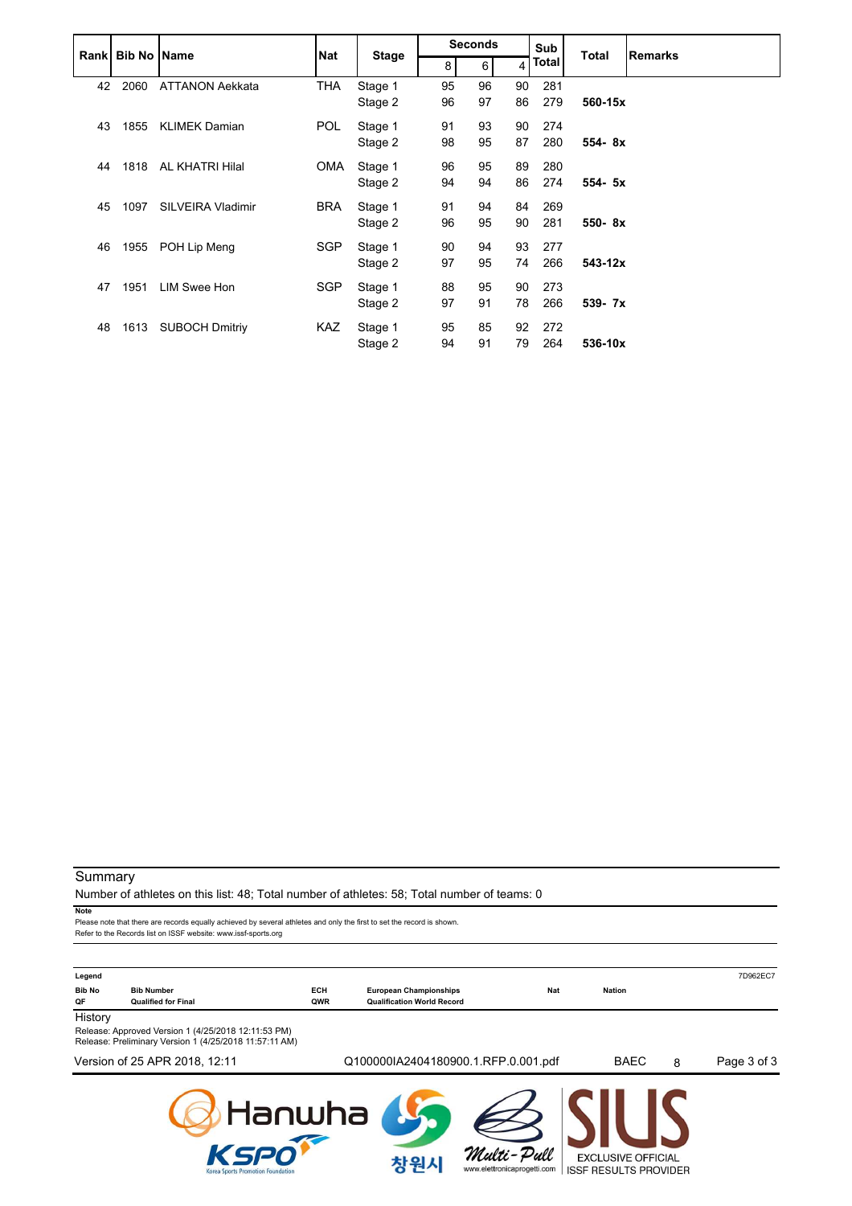| Rank | Bib No | Name | Nat | Stage | Seconds | | | Sub Total | Total | Remarks |
|---|---|---|---|---|---|---|---|---|---|---|
| | | | | | 8 | 6 | 4 | | | |
| 42 | 2060 | ATTANON Aekkata | THA | Stage 1 | 95 | 96 | 90 | 281 | | |
| | | | | Stage 2 | 96 | 97 | 86 | 279 | **560-15x** | |
| 43 | 1855 | KLIMEK Damian | POL | Stage 1 | 91 | 93 | 90 | 274 | | |
| | | | | Stage 2 | 98 | 95 | 87 | 280 | **554- 8x** | |
| 44 | 1818 | AL KHATRI Hilal | OMA | Stage 1 | 96 | 95 | 89 | 280 | | |
| | | | | Stage 2 | 94 | 94 | 86 | 274 | **554- 5x** | |
| 45 | 1097 | SILVEIRA Vladimir | BRA | Stage 1 | 91 | 94 | 84 | 269 | | |
| | | | | Stage 2 | 96 | 95 | 90 | 281 | **550- 8x** | |
| 46 | 1955 | POH Lip Meng | SGP | Stage 1 | 90 | 94 | 93 | 277 | | |
| | | | | Stage 2 | 97 | 95 | 74 | 266 | **543-12x** | |
| 47 | 1951 | LIM Swee Hon | SGP | Stage 1 | 88 | 95 | 90 | 273 | | |
| | | | | Stage 2 | 97 | 91 | 78 | 266 | **539- 7x** | |
| 48 | 1613 | SUBOCH Dmitriy | KAZ | Stage 1 | 95 | 85 | 92 | 272 | | |
| | | | | Stage 2 | 94 | 91 | 79 | 264 | **536-10x** | |

## Summary

Number of athletes on this list: 48; Total number of athletes: 58; Total number of teams: 0

**Note**

Please note that there are records equally achieved by several athletes and only the first to set the record is shown.
Refer to the Records list on ISSF website: www.issf-sports.org

**Legend**

| | | | | | |
|---|---|---|---|---|---|
| **Bib No** | **Bib Number** | **ECH** | **European Championships** | **Nat** | **Nation** |
| **QF** | **Qualified for Final** | **QWR** | **Qualification World Record** | | |

7D962EC7

History

Release: Approved Version 1 (4/25/2018 12:11:53 PM)
Release: Preliminary Version 1 (4/25/2018 11:57:11 AM)

Version of 25 APR 2018, 12:11 Q100000IA2404180900.1.RFP.0.001.pdf BAEC 8

Hanwha KSPO Korea Sports Promotion Foundation 창원시 Multi-Pull www.elettronicaprogetti.com SIUS EXCLUSIVE OFFICIAL ISSF RESULTS PROVIDER